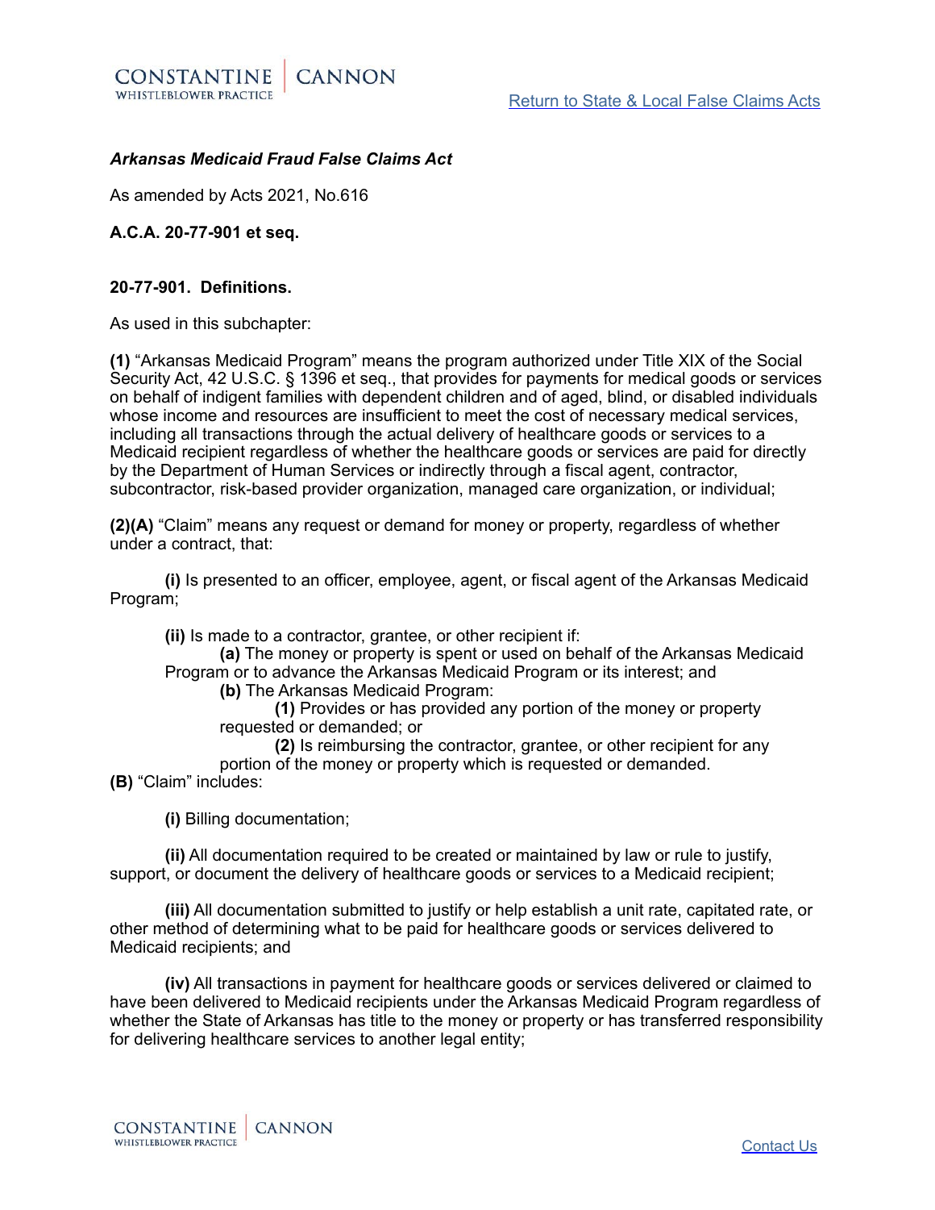***Arkansas Medicaid Fraud False Claims Act***

As amended by Acts 2021, No.616

**A.C.A. 20-77-901 et seq.**

**20-77-901. Definitions.**

As used in this subchapter:

**(1)** "Arkansas Medicaid Program" means the program authorized under Title XIX of the Social Security Act, 42 U.S.C. § 1396 et seq., that provides for payments for medical goods or services on behalf of indigent families with dependent children and of aged, blind, or disabled individuals whose income and resources are insufficient to meet the cost of necessary medical services, including all transactions through the actual delivery of healthcare goods or services to a Medicaid recipient regardless of whether the healthcare goods or services are paid for directly by the Department of Human Services or indirectly through a fiscal agent, contractor, subcontractor, risk-based provider organization, managed care organization, or individual;

**(2)(A)** "Claim" means any request or demand for money or property, regardless of whether under a contract, that:

**(i)** Is presented to an officer, employee, agent, or fiscal agent of the Arkansas Medicaid Program;

**(ii)** Is made to a contractor, grantee, or other recipient if:

**(a)** The money or property is spent or used on behalf of the Arkansas Medicaid Program or to advance the Arkansas Medicaid Program or its interest; and

**(b)** The Arkansas Medicaid Program:

**(1)** Provides or has provided any portion of the money or property requested or demanded; or

**(2)** Is reimbursing the contractor, grantee, or other recipient for any portion of the money or property which is requested or demanded.

**(B)** "Claim" includes:

**(i)** Billing documentation;

**(ii)** All documentation required to be created or maintained by law or rule to justify, support, or document the delivery of healthcare goods or services to a Medicaid recipient;

**(iii)** All documentation submitted to justify or help establish a unit rate, capitated rate, or other method of determining what to be paid for healthcare goods or services delivered to Medicaid recipients; and

**(iv)** All transactions in payment for healthcare goods or services delivered or claimed to have been delivered to Medicaid recipients under the Arkansas Medicaid Program regardless of whether the State of Arkansas has title to the money or property or has transferred responsibility for delivering healthcare services to another legal entity;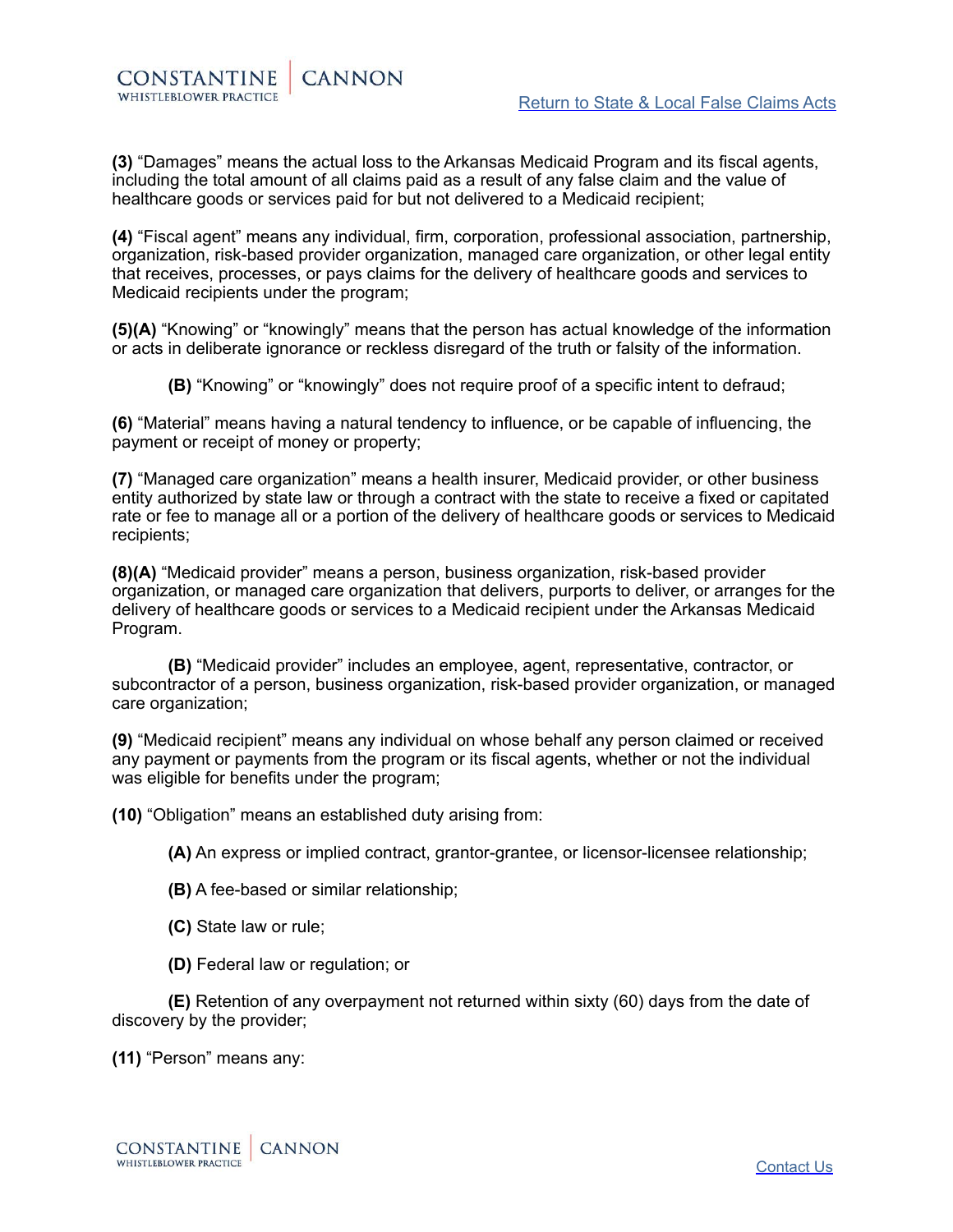**(3)** "Damages" means the actual loss to the Arkansas Medicaid Program and its fiscal agents, including the total amount of all claims paid as a result of any false claim and the value of healthcare goods or services paid for but not delivered to a Medicaid recipient;

**(4)** "Fiscal agent" means any individual, firm, corporation, professional association, partnership, organization, risk-based provider organization, managed care organization, or other legal entity that receives, processes, or pays claims for the delivery of healthcare goods and services to Medicaid recipients under the program;

**(5)(A)** "Knowing" or "knowingly" means that the person has actual knowledge of the information or acts in deliberate ignorance or reckless disregard of the truth or falsity of the information.

**(B)** "Knowing" or "knowingly" does not require proof of a specific intent to defraud;

**(6)** "Material" means having a natural tendency to influence, or be capable of influencing, the payment or receipt of money or property;

**(7)** "Managed care organization" means a health insurer, Medicaid provider, or other business entity authorized by state law or through a contract with the state to receive a fixed or capitated rate or fee to manage all or a portion of the delivery of healthcare goods or services to Medicaid recipients;

**(8)(A)** "Medicaid provider" means a person, business organization, risk-based provider organization, or managed care organization that delivers, purports to deliver, or arranges for the delivery of healthcare goods or services to a Medicaid recipient under the Arkansas Medicaid Program.

**(B)** "Medicaid provider" includes an employee, agent, representative, contractor, or subcontractor of a person, business organization, risk-based provider organization, or managed care organization;

**(9)** "Medicaid recipient" means any individual on whose behalf any person claimed or received any payment or payments from the program or its fiscal agents, whether or not the individual was eligible for benefits under the program;

**(10)** "Obligation" means an established duty arising from:

**(A)** An express or implied contract, grantor-grantee, or licensor-licensee relationship;

**(B)** A fee-based or similar relationship;

**(C)** State law or rule;

**(D)** Federal law or regulation; or

**(E)** Retention of any overpayment not returned within sixty (60) days from the date of discovery by the provider;

**(11)** "Person" means any: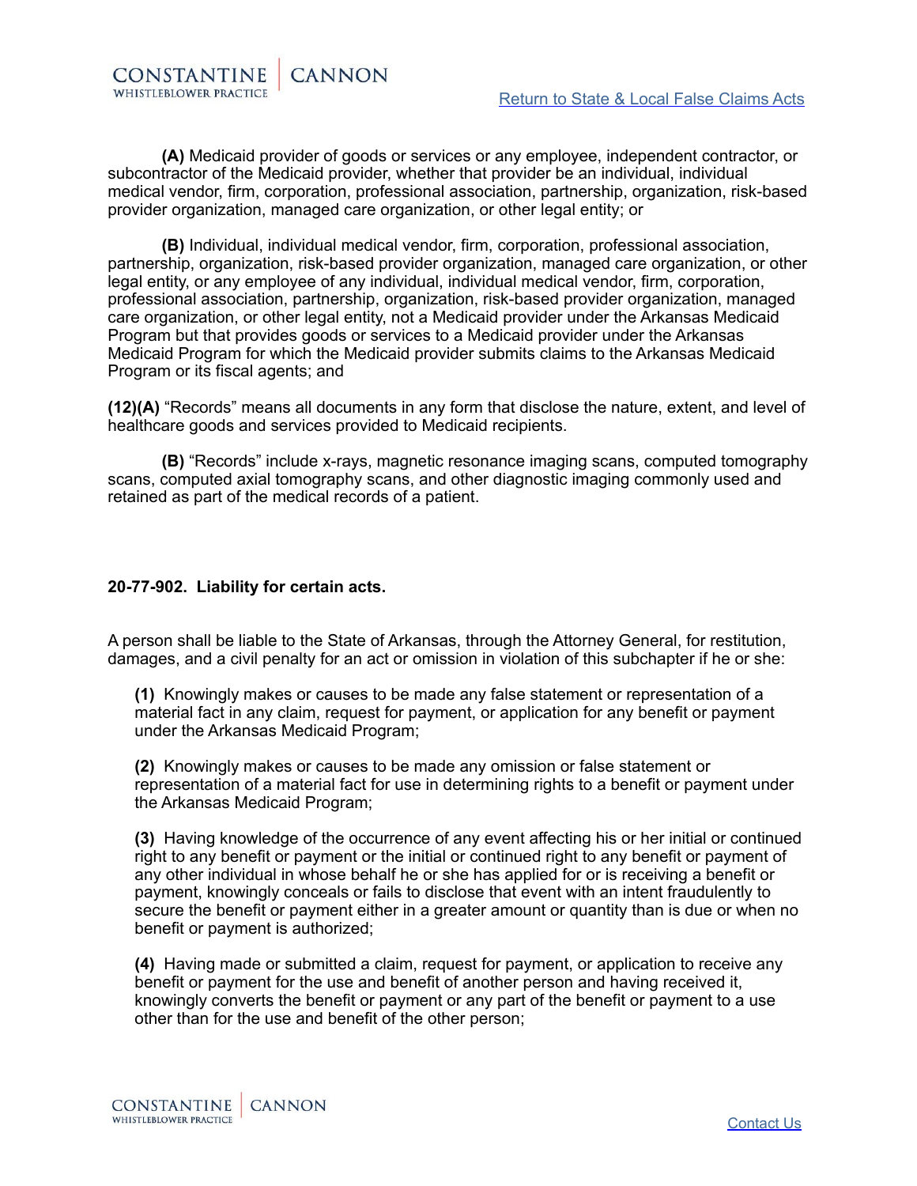**(A)** Medicaid provider of goods or services or any employee, independent contractor, or subcontractor of the Medicaid provider, whether that provider be an individual, individual medical vendor, firm, corporation, professional association, partnership, organization, risk-based provider organization, managed care organization, or other legal entity; or

**(B)** Individual, individual medical vendor, firm, corporation, professional association, partnership, organization, risk-based provider organization, managed care organization, or other legal entity, or any employee of any individual, individual medical vendor, firm, corporation, professional association, partnership, organization, risk-based provider organization, managed care organization, or other legal entity, not a Medicaid provider under the Arkansas Medicaid Program but that provides goods or services to a Medicaid provider under the Arkansas Medicaid Program for which the Medicaid provider submits claims to the Arkansas Medicaid Program or its fiscal agents; and

**(12)(A)** "Records" means all documents in any form that disclose the nature, extent, and level of healthcare goods and services provided to Medicaid recipients.

**(B)** "Records" include x-rays, magnetic resonance imaging scans, computed tomography scans, computed axial tomography scans, and other diagnostic imaging commonly used and retained as part of the medical records of a patient.

### 20-77-902. Liability for certain acts.

A person shall be liable to the State of Arkansas, through the Attorney General, for restitution, damages, and a civil penalty for an act or omission in violation of this subchapter if he or she:

**(1)** Knowingly makes or causes to be made any false statement or representation of a material fact in any claim, request for payment, or application for any benefit or payment under the Arkansas Medicaid Program;

**(2)** Knowingly makes or causes to be made any omission or false statement or representation of a material fact for use in determining rights to a benefit or payment under the Arkansas Medicaid Program;

**(3)** Having knowledge of the occurrence of any event affecting his or her initial or continued right to any benefit or payment or the initial or continued right to any benefit or payment of any other individual in whose behalf he or she has applied for or is receiving a benefit or payment, knowingly conceals or fails to disclose that event with an intent fraudulently to secure the benefit or payment either in a greater amount or quantity than is due or when no benefit or payment is authorized;

**(4)** Having made or submitted a claim, request for payment, or application to receive any benefit or payment for the use and benefit of another person and having received it, knowingly converts the benefit or payment or any part of the benefit or payment to a use other than for the use and benefit of the other person;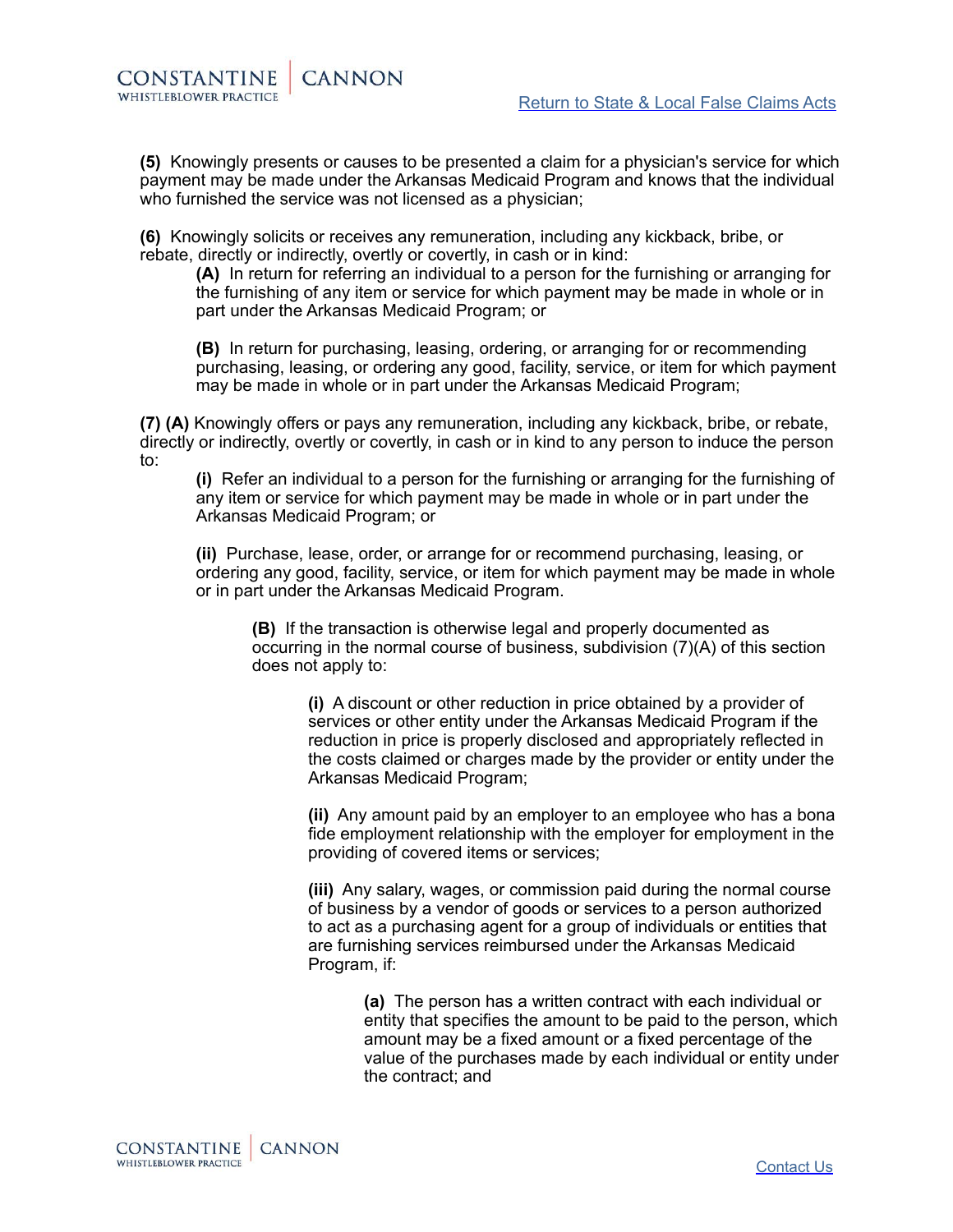**(5)** Knowingly presents or causes to be presented a claim for a physician's service for which payment may be made under the Arkansas Medicaid Program and knows that the individual who furnished the service was not licensed as a physician;

**(6)** Knowingly solicits or receives any remuneration, including any kickback, bribe, or rebate, directly or indirectly, overtly or covertly, in cash or in kind:

> **(A)** In return for referring an individual to a person for the furnishing or arranging for the furnishing of any item or service for which payment may be made in whole or in part under the Arkansas Medicaid Program; or
>
> **(B)** In return for purchasing, leasing, ordering, or arranging for or recommending purchasing, leasing, or ordering any good, facility, service, or item for which payment may be made in whole or in part under the Arkansas Medicaid Program;

**(7) (A)** Knowingly offers or pays any remuneration, including any kickback, bribe, or rebate, directly or indirectly, overtly or covertly, in cash or in kind to any person to induce the person to:

> **(i)** Refer an individual to a person for the furnishing or arranging for the furnishing of any item or service for which payment may be made in whole or in part under the Arkansas Medicaid Program; or
>
> **(ii)** Purchase, lease, order, or arrange for or recommend purchasing, leasing, or ordering any good, facility, service, or item for which payment may be made in whole or in part under the Arkansas Medicaid Program.
>
> > **(B)** If the transaction is otherwise legal and properly documented as occurring in the normal course of business, subdivision (7)(A) of this section does not apply to:
> >
> > > **(i)** A discount or other reduction in price obtained by a provider of services or other entity under the Arkansas Medicaid Program if the reduction in price is properly disclosed and appropriately reflected in the costs claimed or charges made by the provider or entity under the Arkansas Medicaid Program;
> > >
> > > **(ii)** Any amount paid by an employer to an employee who has a bona fide employment relationship with the employer for employment in the providing of covered items or services;
> > >
> > > **(iii)** Any salary, wages, or commission paid during the normal course of business by a vendor of goods or services to a person authorized to act as a purchasing agent for a group of individuals or entities that are furnishing services reimbursed under the Arkansas Medicaid Program, if:
> > >
> > > > **(a)** The person has a written contract with each individual or entity that specifies the amount to be paid to the person, which amount may be a fixed amount or a fixed percentage of the value of the purchases made by each individual or entity under the contract; and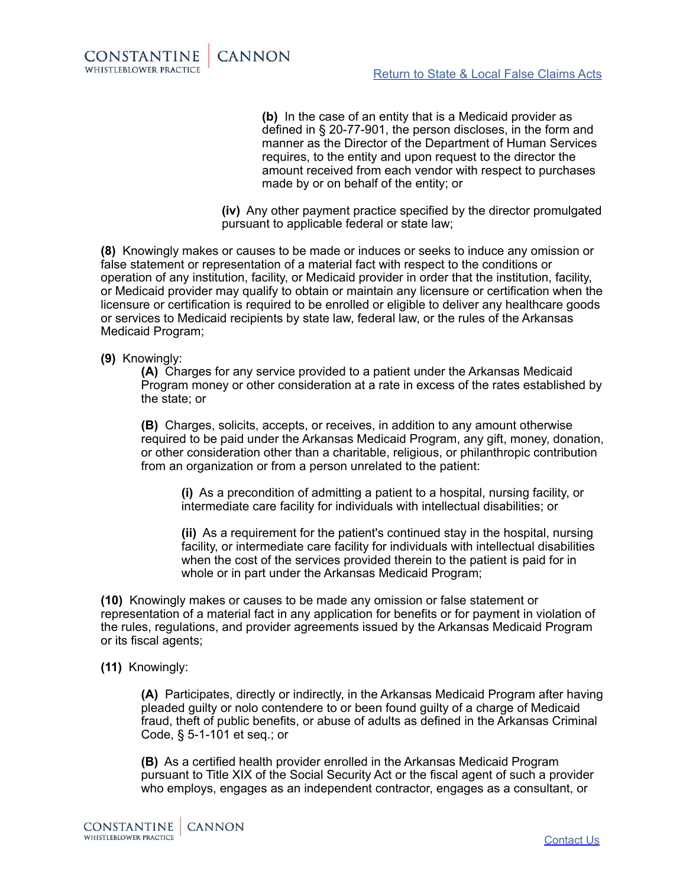**(b)** In the case of an entity that is a Medicaid provider as defined in § 20-77-901, the person discloses, in the form and manner as the Director of the Department of Human Services requires, to the entity and upon request to the director the amount received from each vendor with respect to purchases made by or on behalf of the entity; or

**(iv)** Any other payment practice specified by the director promulgated pursuant to applicable federal or state law;

**(8)** Knowingly makes or causes to be made or induces or seeks to induce any omission or false statement or representation of a material fact with respect to the conditions or operation of any institution, facility, or Medicaid provider in order that the institution, facility, or Medicaid provider may qualify to obtain or maintain any licensure or certification when the licensure or certification is required to be enrolled or eligible to deliver any healthcare goods or services to Medicaid recipients by state law, federal law, or the rules of the Arkansas Medicaid Program;

**(9)** Knowingly:

**(A)** Charges for any service provided to a patient under the Arkansas Medicaid Program money or other consideration at a rate in excess of the rates established by the state; or

**(B)** Charges, solicits, accepts, or receives, in addition to any amount otherwise required to be paid under the Arkansas Medicaid Program, any gift, money, donation, or other consideration other than a charitable, religious, or philanthropic contribution from an organization or from a person unrelated to the patient:

**(i)** As a precondition of admitting a patient to a hospital, nursing facility, or intermediate care facility for individuals with intellectual disabilities; or

**(ii)** As a requirement for the patient's continued stay in the hospital, nursing facility, or intermediate care facility for individuals with intellectual disabilities when the cost of the services provided therein to the patient is paid for in whole or in part under the Arkansas Medicaid Program;

**(10)** Knowingly makes or causes to be made any omission or false statement or representation of a material fact in any application for benefits or for payment in violation of the rules, regulations, and provider agreements issued by the Arkansas Medicaid Program or its fiscal agents;

**(11)** Knowingly:

**(A)** Participates, directly or indirectly, in the Arkansas Medicaid Program after having pleaded guilty or nolo contendere to or been found guilty of a charge of Medicaid fraud, theft of public benefits, or abuse of adults as defined in the Arkansas Criminal Code, § 5-1-101 et seq.; or

**(B)** As a certified health provider enrolled in the Arkansas Medicaid Program pursuant to Title XIX of the Social Security Act or the fiscal agent of such a provider who employs, engages as an independent contractor, engages as a consultant, or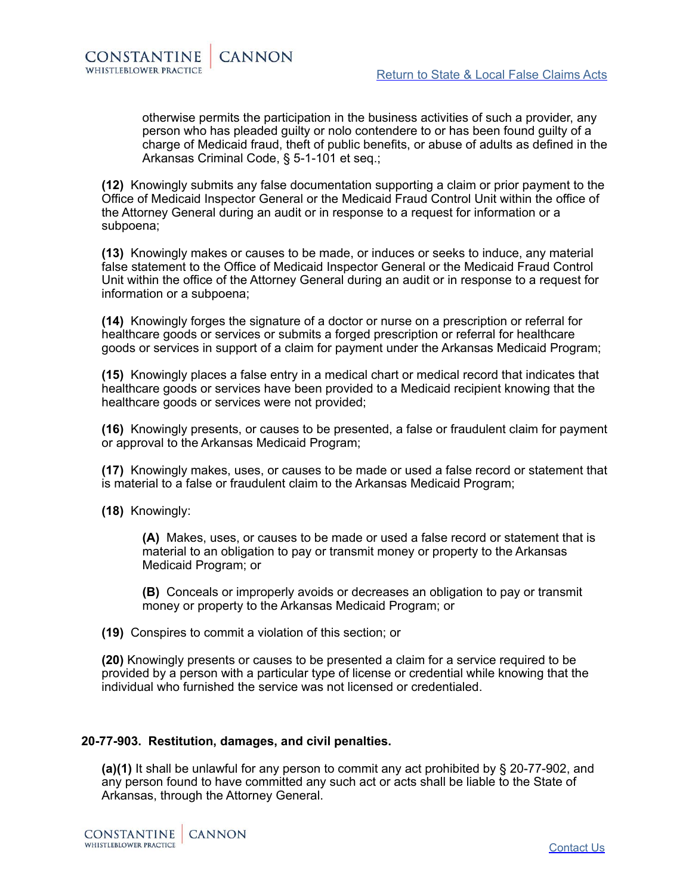otherwise permits the participation in the business activities of such a provider, any person who has pleaded guilty or nolo contendere to or has been found guilty of a charge of Medicaid fraud, theft of public benefits, or abuse of adults as defined in the Arkansas Criminal Code, § 5-1-101 et seq.;

**(12)** Knowingly submits any false documentation supporting a claim or prior payment to the Office of Medicaid Inspector General or the Medicaid Fraud Control Unit within the office of the Attorney General during an audit or in response to a request for information or a subpoena;

**(13)** Knowingly makes or causes to be made, or induces or seeks to induce, any material false statement to the Office of Medicaid Inspector General or the Medicaid Fraud Control Unit within the office of the Attorney General during an audit or in response to a request for information or a subpoena;

**(14)** Knowingly forges the signature of a doctor or nurse on a prescription or referral for healthcare goods or services or submits a forged prescription or referral for healthcare goods or services in support of a claim for payment under the Arkansas Medicaid Program;

**(15)** Knowingly places a false entry in a medical chart or medical record that indicates that healthcare goods or services have been provided to a Medicaid recipient knowing that the healthcare goods or services were not provided;

**(16)** Knowingly presents, or causes to be presented, a false or fraudulent claim for payment or approval to the Arkansas Medicaid Program;

**(17)** Knowingly makes, uses, or causes to be made or used a false record or statement that is material to a false or fraudulent claim to the Arkansas Medicaid Program;

**(18)** Knowingly:

> **(A)** Makes, uses, or causes to be made or used a false record or statement that is material to an obligation to pay or transmit money or property to the Arkansas Medicaid Program; or
>
> **(B)** Conceals or improperly avoids or decreases an obligation to pay or transmit money or property to the Arkansas Medicaid Program; or

**(19)** Conspires to commit a violation of this section; or

**(20)** Knowingly presents or causes to be presented a claim for a service required to be provided by a person with a particular type of license or credential while knowing that the individual who furnished the service was not licensed or credentialed.

### 20-77-903. Restitution, damages, and civil penalties.

**(a)(1)** It shall be unlawful for any person to commit any act prohibited by § 20-77-902, and any person found to have committed any such act or acts shall be liable to the State of Arkansas, through the Attorney General.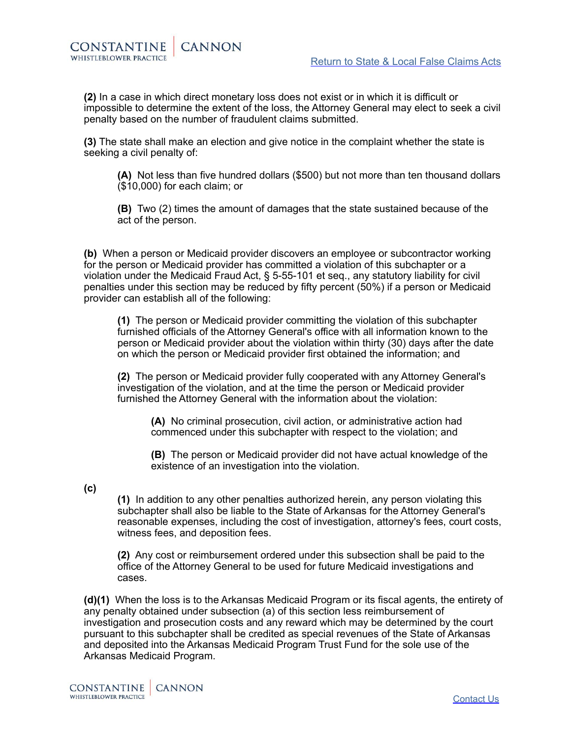**(2)** In a case in which direct monetary loss does not exist or in which it is difficult or impossible to determine the extent of the loss, the Attorney General may elect to seek a civil penalty based on the number of fraudulent claims submitted.

**(3)** The state shall make an election and give notice in the complaint whether the state is seeking a civil penalty of:

> **(A)** Not less than five hundred dollars ($500) but not more than ten thousand dollars ($10,000) for each claim; or
>
> **(B)** Two (2) times the amount of damages that the state sustained because of the act of the person.

**(b)** When a person or Medicaid provider discovers an employee or subcontractor working for the person or Medicaid provider has committed a violation of this subchapter or a violation under the Medicaid Fraud Act, § 5-55-101 et seq., any statutory liability for civil penalties under this section may be reduced by fifty percent (50%) if a person or Medicaid provider can establish all of the following:

> **(1)** The person or Medicaid provider committing the violation of this subchapter furnished officials of the Attorney General's office with all information known to the person or Medicaid provider about the violation within thirty (30) days after the date on which the person or Medicaid provider first obtained the information; and
>
> **(2)** The person or Medicaid provider fully cooperated with any Attorney General's investigation of the violation, and at the time the person or Medicaid provider furnished the Attorney General with the information about the violation:
>
> > **(A)** No criminal prosecution, civil action, or administrative action had commenced under this subchapter with respect to the violation; and
> >
> > **(B)** The person or Medicaid provider did not have actual knowledge of the existence of an investigation into the violation.

**(c)**

> **(1)** In addition to any other penalties authorized herein, any person violating this subchapter shall also be liable to the State of Arkansas for the Attorney General's reasonable expenses, including the cost of investigation, attorney's fees, court costs, witness fees, and deposition fees.
>
> **(2)** Any cost or reimbursement ordered under this subsection shall be paid to the office of the Attorney General to be used for future Medicaid investigations and cases.

**(d)(1)** When the loss is to the Arkansas Medicaid Program or its fiscal agents, the entirety of any penalty obtained under subsection (a) of this section less reimbursement of investigation and prosecution costs and any reward which may be determined by the court pursuant to this subchapter shall be credited as special revenues of the State of Arkansas and deposited into the Arkansas Medicaid Program Trust Fund for the sole use of the Arkansas Medicaid Program.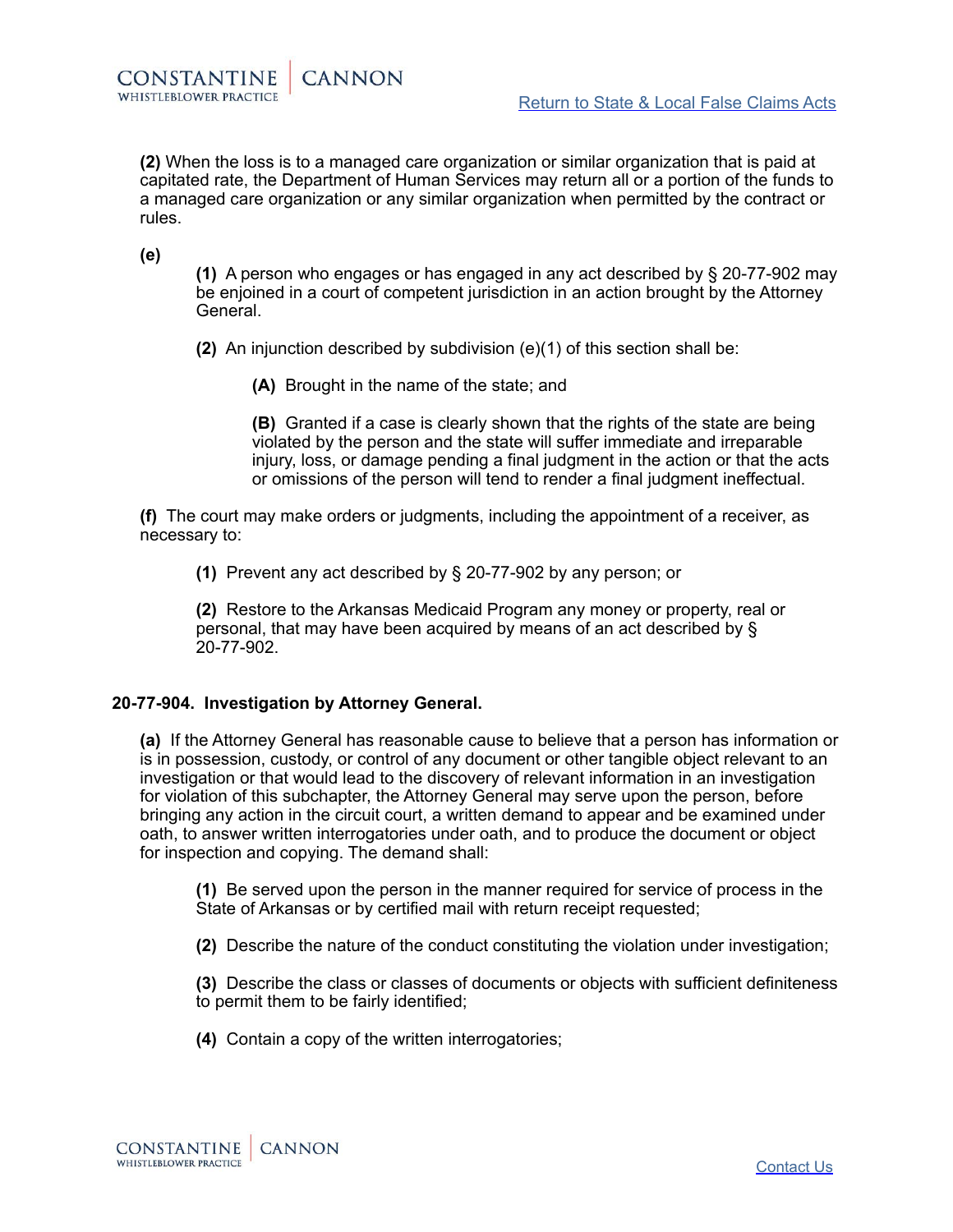**(2)** When the loss is to a managed care organization or similar organization that is paid at capitated rate, the Department of Human Services may return all or a portion of the funds to a managed care organization or any similar organization when permitted by the contract or rules.

**(e)**

**(1)** A person who engages or has engaged in any act described by § 20-77-902 may be enjoined in a court of competent jurisdiction in an action brought by the Attorney General.

**(2)** An injunction described by subdivision (e)(1) of this section shall be:

**(A)** Brought in the name of the state; and

**(B)** Granted if a case is clearly shown that the rights of the state are being violated by the person and the state will suffer immediate and irreparable injury, loss, or damage pending a final judgment in the action or that the acts or omissions of the person will tend to render a final judgment ineffectual.

**(f)** The court may make orders or judgments, including the appointment of a receiver, as necessary to:

**(1)** Prevent any act described by § 20-77-902 by any person; or

**(2)** Restore to the Arkansas Medicaid Program any money or property, real or personal, that may have been acquired by means of an act described by § 20-77-902.

### 20-77-904. Investigation by Attorney General.

**(a)** If the Attorney General has reasonable cause to believe that a person has information or is in possession, custody, or control of any document or other tangible object relevant to an investigation or that would lead to the discovery of relevant information in an investigation for violation of this subchapter, the Attorney General may serve upon the person, before bringing any action in the circuit court, a written demand to appear and be examined under oath, to answer written interrogatories under oath, and to produce the document or object for inspection and copying. The demand shall:

**(1)** Be served upon the person in the manner required for service of process in the State of Arkansas or by certified mail with return receipt requested;

**(2)** Describe the nature of the conduct constituting the violation under investigation;

**(3)** Describe the class or classes of documents or objects with sufficient definiteness to permit them to be fairly identified;

**(4)** Contain a copy of the written interrogatories;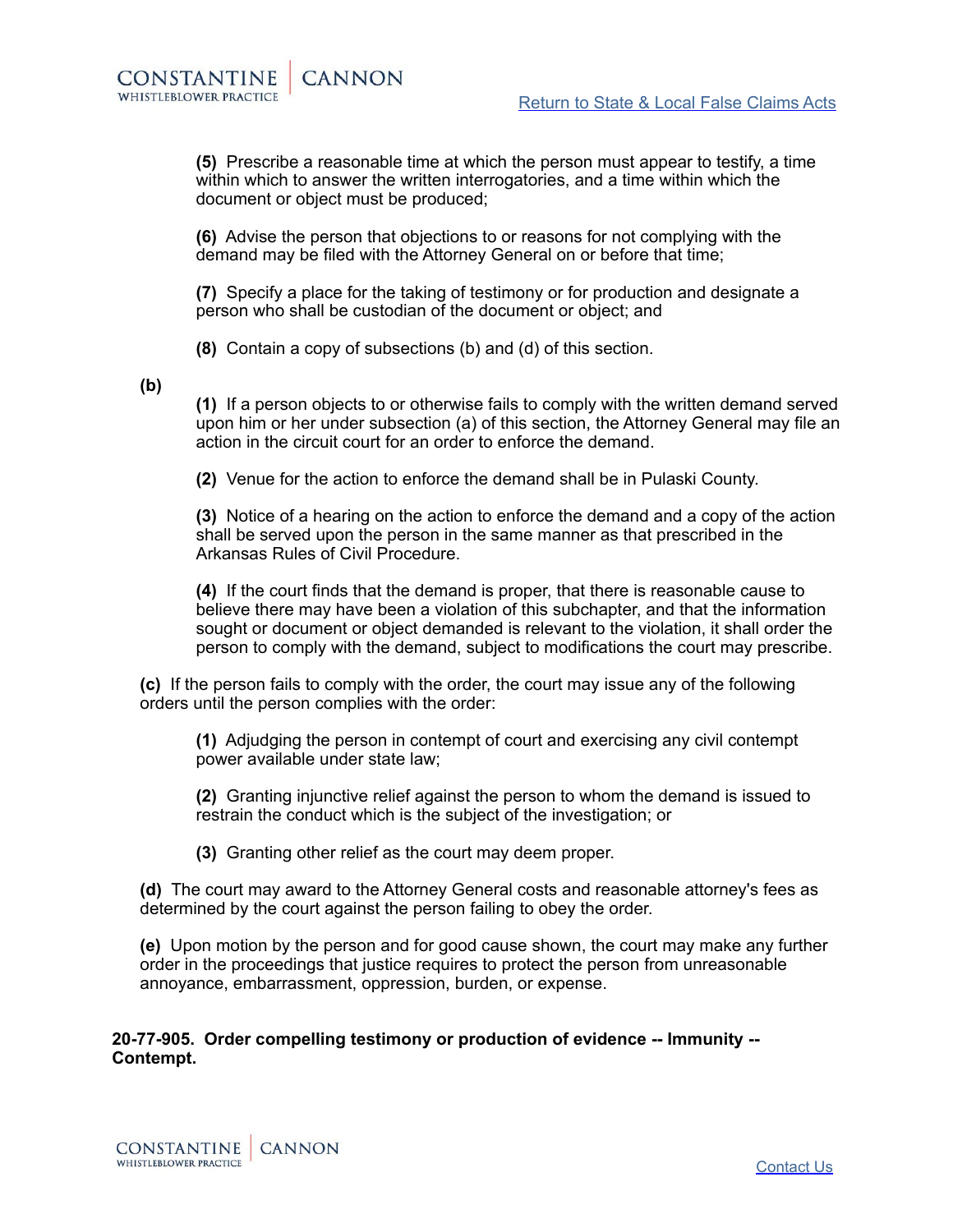**(5)** Prescribe a reasonable time at which the person must appear to testify, a time within which to answer the written interrogatories, and a time within which the document or object must be produced;

**(6)** Advise the person that objections to or reasons for not complying with the demand may be filed with the Attorney General on or before that time;

**(7)** Specify a place for the taking of testimony or for production and designate a person who shall be custodian of the document or object; and

**(8)** Contain a copy of subsections (b) and (d) of this section.

**(b)**

**(1)** If a person objects to or otherwise fails to comply with the written demand served upon him or her under subsection (a) of this section, the Attorney General may file an action in the circuit court for an order to enforce the demand.

**(2)** Venue for the action to enforce the demand shall be in Pulaski County.

**(3)** Notice of a hearing on the action to enforce the demand and a copy of the action shall be served upon the person in the same manner as that prescribed in the Arkansas Rules of Civil Procedure.

**(4)** If the court finds that the demand is proper, that there is reasonable cause to believe there may have been a violation of this subchapter, and that the information sought or document or object demanded is relevant to the violation, it shall order the person to comply with the demand, subject to modifications the court may prescribe.

**(c)** If the person fails to comply with the order, the court may issue any of the following orders until the person complies with the order:

**(1)** Adjudging the person in contempt of court and exercising any civil contempt power available under state law;

**(2)** Granting injunctive relief against the person to whom the demand is issued to restrain the conduct which is the subject of the investigation; or

**(3)** Granting other relief as the court may deem proper.

**(d)** The court may award to the Attorney General costs and reasonable attorney's fees as determined by the court against the person failing to obey the order.

**(e)** Upon motion by the person and for good cause shown, the court may make any further order in the proceedings that justice requires to protect the person from unreasonable annoyance, embarrassment, oppression, burden, or expense.

**20-77-905. Order compelling testimony or production of evidence -- Immunity -- Contempt.**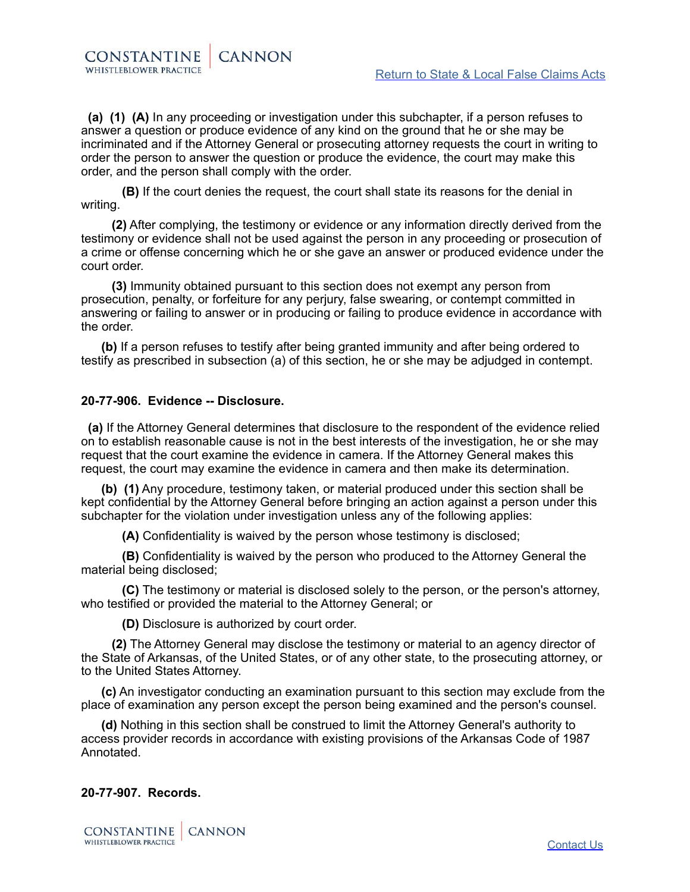**(a) (1) (A)** In any proceeding or investigation under this subchapter, if a person refuses to answer a question or produce evidence of any kind on the ground that he or she may be incriminated and if the Attorney General or prosecuting attorney requests the court in writing to order the person to answer the question or produce the evidence, the court may make this order, and the person shall comply with the order.

**(B)** If the court denies the request, the court shall state its reasons for the denial in writing.

**(2)** After complying, the testimony or evidence or any information directly derived from the testimony or evidence shall not be used against the person in any proceeding or prosecution of a crime or offense concerning which he or she gave an answer or produced evidence under the court order.

**(3)** Immunity obtained pursuant to this section does not exempt any person from prosecution, penalty, or forfeiture for any perjury, false swearing, or contempt committed in answering or failing to answer or in producing or failing to produce evidence in accordance with the order.

**(b)** If a person refuses to testify after being granted immunity and after being ordered to testify as prescribed in subsection (a) of this section, he or she may be adjudged in contempt.

**20-77-906. Evidence -- Disclosure.**

**(a)** If the Attorney General determines that disclosure to the respondent of the evidence relied on to establish reasonable cause is not in the best interests of the investigation, he or she may request that the court examine the evidence in camera. If the Attorney General makes this request, the court may examine the evidence in camera and then make its determination.

**(b) (1)** Any procedure, testimony taken, or material produced under this section shall be kept confidential by the Attorney General before bringing an action against a person under this subchapter for the violation under investigation unless any of the following applies:

**(A)** Confidentiality is waived by the person whose testimony is disclosed;

**(B)** Confidentiality is waived by the person who produced to the Attorney General the material being disclosed;

**(C)** The testimony or material is disclosed solely to the person, or the person's attorney, who testified or provided the material to the Attorney General; or

**(D)** Disclosure is authorized by court order.

**(2)** The Attorney General may disclose the testimony or material to an agency director of the State of Arkansas, of the United States, or of any other state, to the prosecuting attorney, or to the United States Attorney.

**(c)** An investigator conducting an examination pursuant to this section may exclude from the place of examination any person except the person being examined and the person's counsel.

**(d)** Nothing in this section shall be construed to limit the Attorney General's authority to access provider records in accordance with existing provisions of the Arkansas Code of 1987 Annotated.

**20-77-907. Records.**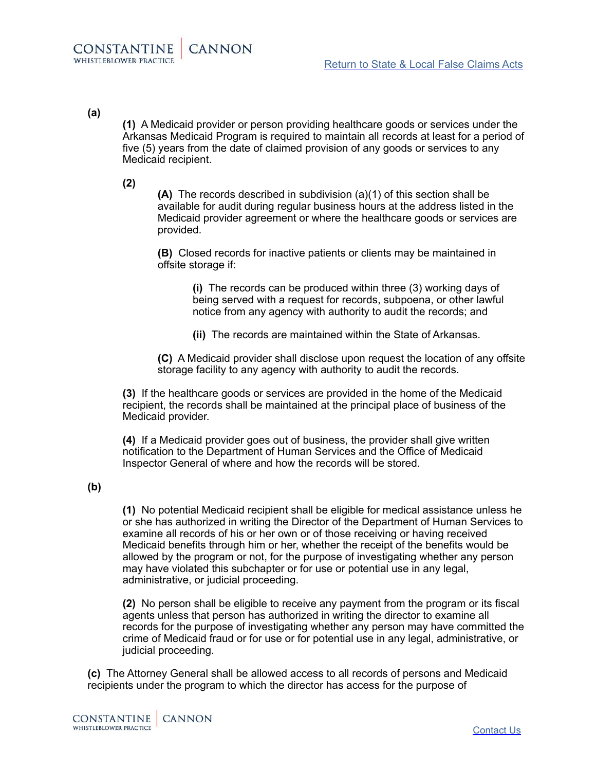**(a)**

**(1)** A Medicaid provider or person providing healthcare goods or services under the Arkansas Medicaid Program is required to maintain all records at least for a period of five (5) years from the date of claimed provision of any goods or services to any Medicaid recipient.

**(2)**

**(A)** The records described in subdivision (a)(1) of this section shall be available for audit during regular business hours at the address listed in the Medicaid provider agreement or where the healthcare goods or services are provided.

**(B)** Closed records for inactive patients or clients may be maintained in offsite storage if:

**(i)** The records can be produced within three (3) working days of being served with a request for records, subpoena, or other lawful notice from any agency with authority to audit the records; and

**(ii)** The records are maintained within the State of Arkansas.

**(C)** A Medicaid provider shall disclose upon request the location of any offsite storage facility to any agency with authority to audit the records.

**(3)** If the healthcare goods or services are provided in the home of the Medicaid recipient, the records shall be maintained at the principal place of business of the Medicaid provider.

**(4)** If a Medicaid provider goes out of business, the provider shall give written notification to the Department of Human Services and the Office of Medicaid Inspector General of where and how the records will be stored.

**(b)**

**(1)** No potential Medicaid recipient shall be eligible for medical assistance unless he or she has authorized in writing the Director of the Department of Human Services to examine all records of his or her own or of those receiving or having received Medicaid benefits through him or her, whether the receipt of the benefits would be allowed by the program or not, for the purpose of investigating whether any person may have violated this subchapter or for use or potential use in any legal, administrative, or judicial proceeding.

**(2)** No person shall be eligible to receive any payment from the program or its fiscal agents unless that person has authorized in writing the director to examine all records for the purpose of investigating whether any person may have committed the crime of Medicaid fraud or for use or for potential use in any legal, administrative, or judicial proceeding.

**(c)** The Attorney General shall be allowed access to all records of persons and Medicaid recipients under the program to which the director has access for the purpose of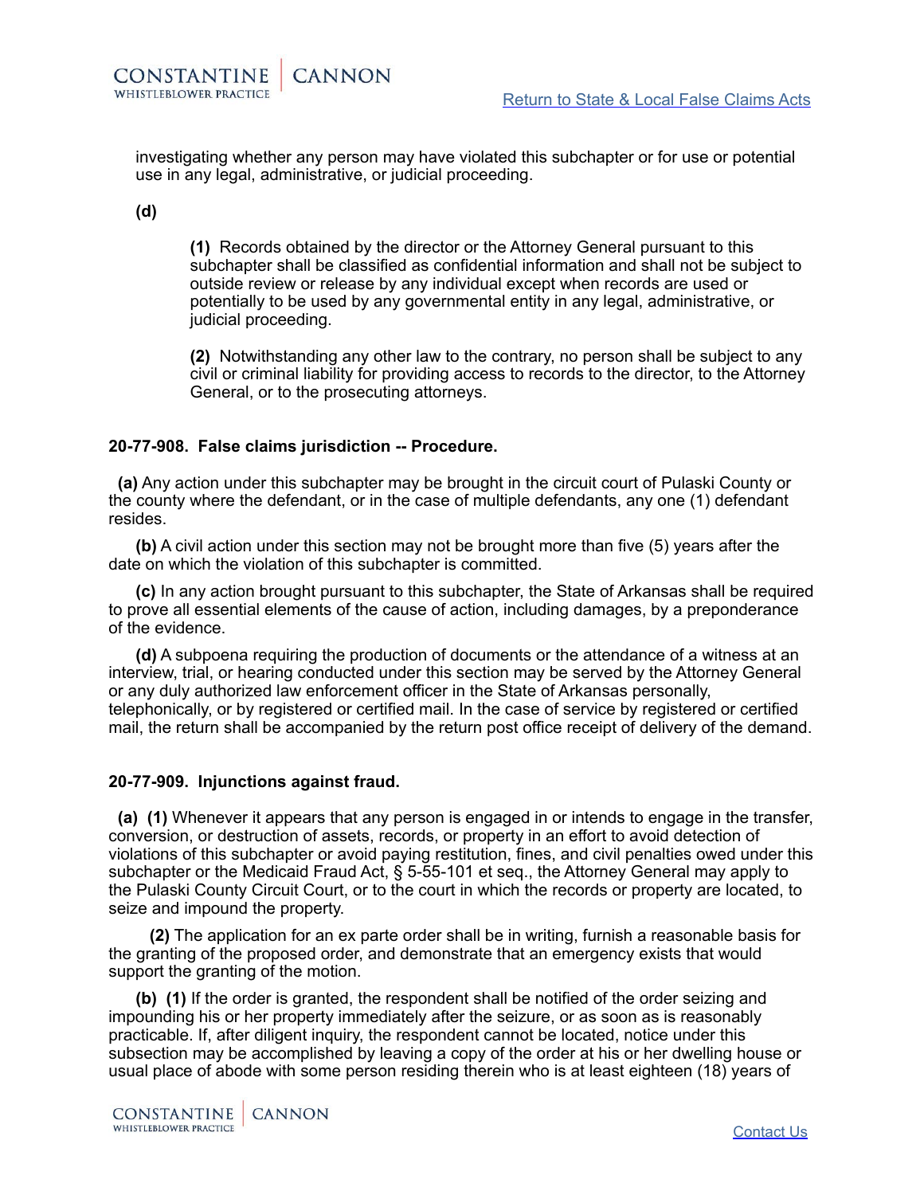investigating whether any person may have violated this subchapter or for use or potential use in any legal, administrative, or judicial proceeding.

**(d)**

**(1)** Records obtained by the director or the Attorney General pursuant to this subchapter shall be classified as confidential information and shall not be subject to outside review or release by any individual except when records are used or potentially to be used by any governmental entity in any legal, administrative, or judicial proceeding.

**(2)** Notwithstanding any other law to the contrary, no person shall be subject to any civil or criminal liability for providing access to records to the director, to the Attorney General, or to the prosecuting attorneys.

### 20-77-908. False claims jurisdiction -- Procedure.

**(a)** Any action under this subchapter may be brought in the circuit court of Pulaski County or the county where the defendant, or in the case of multiple defendants, any one (1) defendant resides.

**(b)** A civil action under this section may not be brought more than five (5) years after the date on which the violation of this subchapter is committed.

**(c)** In any action brought pursuant to this subchapter, the State of Arkansas shall be required to prove all essential elements of the cause of action, including damages, by a preponderance of the evidence.

**(d)** A subpoena requiring the production of documents or the attendance of a witness at an interview, trial, or hearing conducted under this section may be served by the Attorney General or any duly authorized law enforcement officer in the State of Arkansas personally, telephonically, or by registered or certified mail. In the case of service by registered or certified mail, the return shall be accompanied by the return post office receipt of delivery of the demand.

### 20-77-909. Injunctions against fraud.

**(a) (1)** Whenever it appears that any person is engaged in or intends to engage in the transfer, conversion, or destruction of assets, records, or property in an effort to avoid detection of violations of this subchapter or avoid paying restitution, fines, and civil penalties owed under this subchapter or the Medicaid Fraud Act, § 5-55-101 et seq., the Attorney General may apply to the Pulaski County Circuit Court, or to the court in which the records or property are located, to seize and impound the property.

**(2)** The application for an ex parte order shall be in writing, furnish a reasonable basis for the granting of the proposed order, and demonstrate that an emergency exists that would support the granting of the motion.

**(b) (1)** If the order is granted, the respondent shall be notified of the order seizing and impounding his or her property immediately after the seizure, or as soon as is reasonably practicable. If, after diligent inquiry, the respondent cannot be located, notice under this subsection may be accomplished by leaving a copy of the order at his or her dwelling house or usual place of abode with some person residing therein who is at least eighteen (18) years of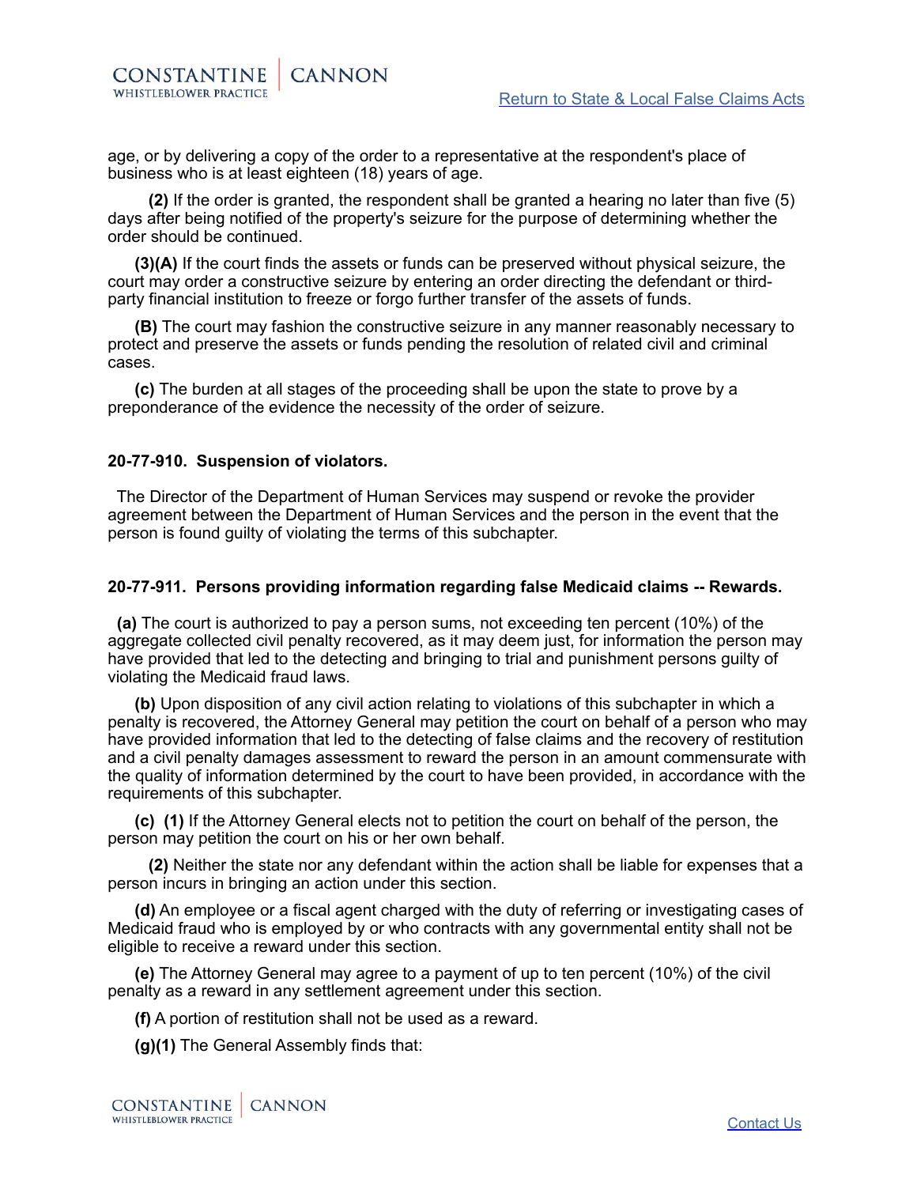age, or by delivering a copy of the order to a representative at the respondent's place of business who is at least eighteen (18) years of age.

**(2)** If the order is granted, the respondent shall be granted a hearing no later than five (5) days after being notified of the property's seizure for the purpose of determining whether the order should be continued.

**(3)(A)** If the court finds the assets or funds can be preserved without physical seizure, the court may order a constructive seizure by entering an order directing the defendant or third-party financial institution to freeze or forgo further transfer of the assets of funds.

**(B)** The court may fashion the constructive seizure in any manner reasonably necessary to protect and preserve the assets or funds pending the resolution of related civil and criminal cases.

**(c)** The burden at all stages of the proceeding shall be upon the state to prove by a preponderance of the evidence the necessity of the order of seizure.

### 20-77-910. Suspension of violators.

The Director of the Department of Human Services may suspend or revoke the provider agreement between the Department of Human Services and the person in the event that the person is found guilty of violating the terms of this subchapter.

### 20-77-911. Persons providing information regarding false Medicaid claims -- Rewards.

**(a)** The court is authorized to pay a person sums, not exceeding ten percent (10%) of the aggregate collected civil penalty recovered, as it may deem just, for information the person may have provided that led to the detecting and bringing to trial and punishment persons guilty of violating the Medicaid fraud laws.

**(b)** Upon disposition of any civil action relating to violations of this subchapter in which a penalty is recovered, the Attorney General may petition the court on behalf of a person who may have provided information that led to the detecting of false claims and the recovery of restitution and a civil penalty damages assessment to reward the person in an amount commensurate with the quality of information determined by the court to have been provided, in accordance with the requirements of this subchapter.

**(c) (1)** If the Attorney General elects not to petition the court on behalf of the person, the person may petition the court on his or her own behalf.

**(2)** Neither the state nor any defendant within the action shall be liable for expenses that a person incurs in bringing an action under this section.

**(d)** An employee or a fiscal agent charged with the duty of referring or investigating cases of Medicaid fraud who is employed by or who contracts with any governmental entity shall not be eligible to receive a reward under this section.

**(e)** The Attorney General may agree to a payment of up to ten percent (10%) of the civil penalty as a reward in any settlement agreement under this section.

**(f)** A portion of restitution shall not be used as a reward.

**(g)(1)** The General Assembly finds that: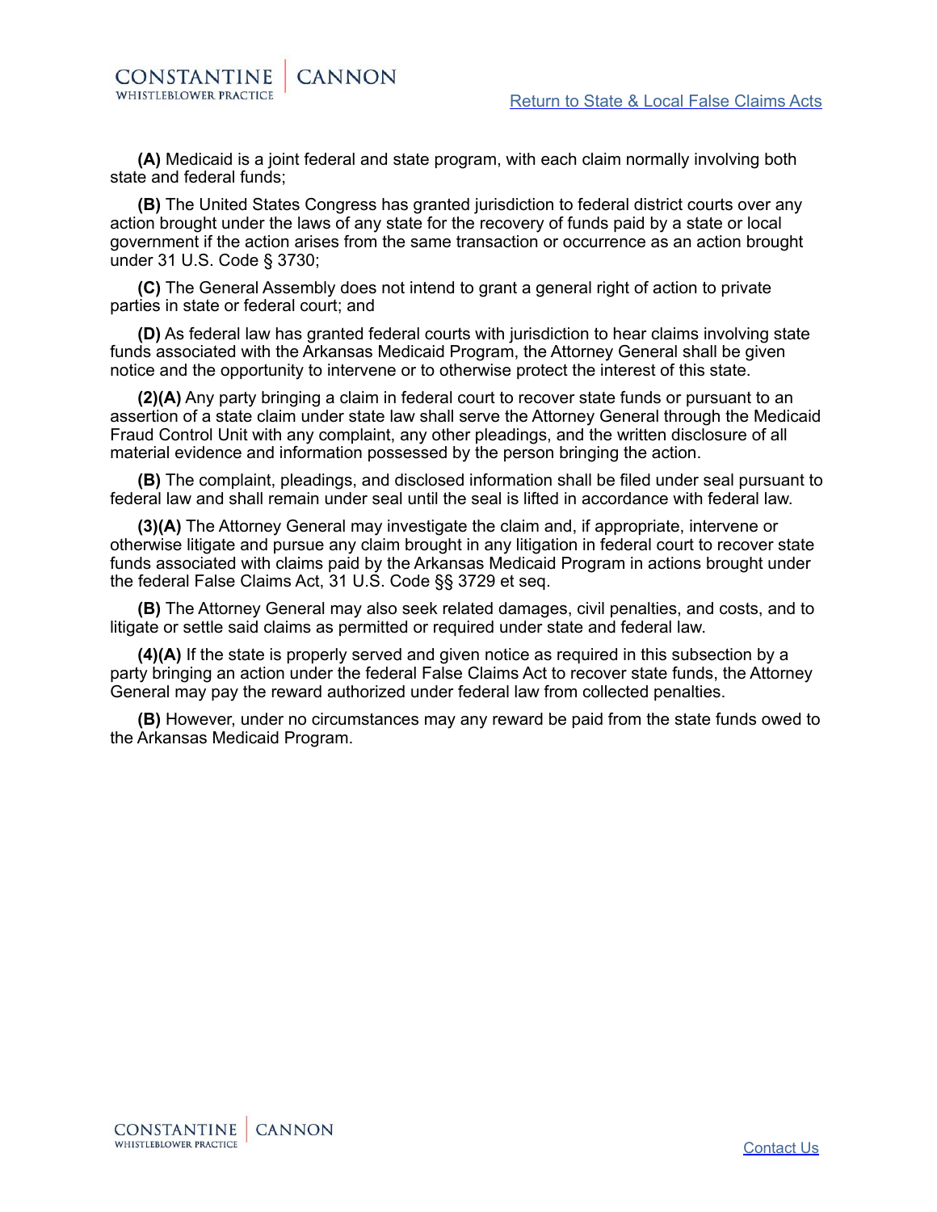**(A)** Medicaid is a joint federal and state program, with each claim normally involving both state and federal funds;

**(B)** The United States Congress has granted jurisdiction to federal district courts over any action brought under the laws of any state for the recovery of funds paid by a state or local government if the action arises from the same transaction or occurrence as an action brought under 31 U.S. Code § 3730;

**(C)** The General Assembly does not intend to grant a general right of action to private parties in state or federal court; and

**(D)** As federal law has granted federal courts with jurisdiction to hear claims involving state funds associated with the Arkansas Medicaid Program, the Attorney General shall be given notice and the opportunity to intervene or to otherwise protect the interest of this state.

**(2)(A)** Any party bringing a claim in federal court to recover state funds or pursuant to an assertion of a state claim under state law shall serve the Attorney General through the Medicaid Fraud Control Unit with any complaint, any other pleadings, and the written disclosure of all material evidence and information possessed by the person bringing the action.

**(B)** The complaint, pleadings, and disclosed information shall be filed under seal pursuant to federal law and shall remain under seal until the seal is lifted in accordance with federal law.

**(3)(A)** The Attorney General may investigate the claim and, if appropriate, intervene or otherwise litigate and pursue any claim brought in any litigation in federal court to recover state funds associated with claims paid by the Arkansas Medicaid Program in actions brought under the federal False Claims Act, 31 U.S. Code §§ 3729 et seq.

**(B)** The Attorney General may also seek related damages, civil penalties, and costs, and to litigate or settle said claims as permitted or required under state and federal law.

**(4)(A)** If the state is properly served and given notice as required in this subsection by a party bringing an action under the federal False Claims Act to recover state funds, the Attorney General may pay the reward authorized under federal law from collected penalties.

**(B)** However, under no circumstances may any reward be paid from the state funds owed to the Arkansas Medicaid Program.